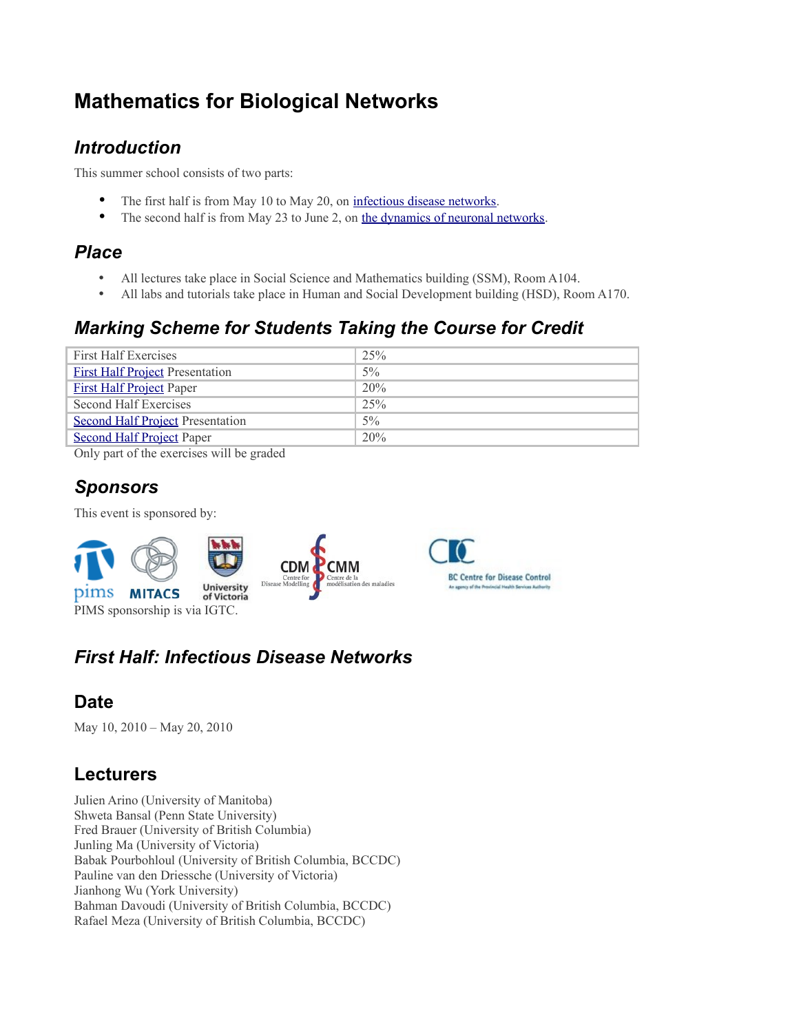# Mathematics for Biological Networks

## *Introduction*

This summer school consists of two parts:

- The first half is from May 10 to May 20, on infectious disease networks.
- The second half is from May 23 to June 2, on the dynamics of neuronal networks.

## *Place*

- All lectures take place in Social Science and Mathematics building (SSM), Room A104.
- All labs and tutorials take place in Human and Social Development building (HSD), Room A170.

## *Marking Scheme for Students Taking the Course for Credit*

| | |
|---|---|
| First Half Exercises | 25% |
| First Half Project Presentation | 5% |
| First Half Project Paper | 20% |
| Second Half Exercises | 25% |
| Second Half Project Presentation | 5% |
| Second Half Project Paper | 20% |

Only part of the exercises will be graded

## *Sponsors*

This event is sponsored by:

pims MITACS University of Victoria CDM Centre for Disease Modelling CMM Centre de la modélisation des maladies BC Centre for Disease Control

PIMS sponsorship is via IGTC.

## *First Half: Infectious Disease Networks*

### Date

May 10, 2010 – May 20, 2010

### Lecturers

Julien Arino (University of Manitoba)
Shweta Bansal (Penn State University)
Fred Brauer (University of British Columbia)
Junling Ma (University of Victoria)
Babak Pourbohloul (University of British Columbia, BCCDC)
Pauline van den Driessche (University of Victoria)
Jianhong Wu (York University)
Bahman Davoudi (University of British Columbia, BCCDC)
Rafael Meza (University of British Columbia, BCCDC)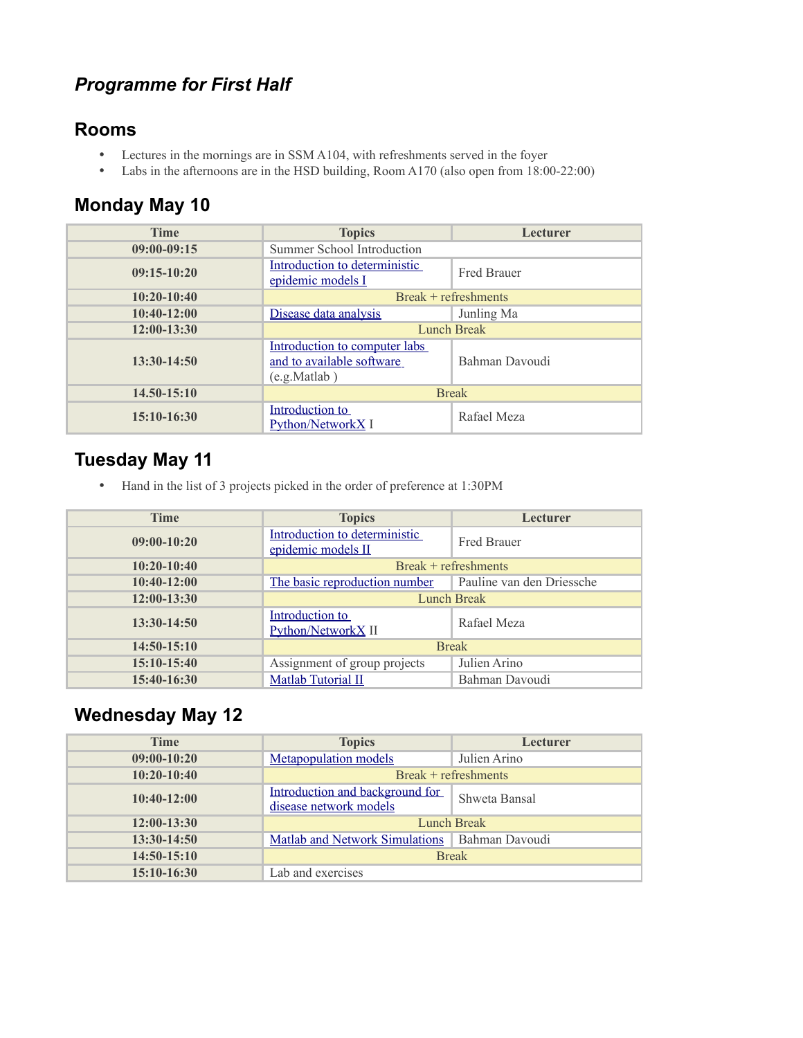## *Programme for First Half*

## Rooms

- Lectures in the mornings are in SSM A104, with refreshments served in the foyer
- Labs in the afternoons are in the HSD building, Room A170 (also open from 18:00-22:00)

## Monday May 10

| Time | Topics | Lecturer |
|---|---|---|
| **09:00-09:15** | Summer School Introduction | |
| **09:15-10:20** | Introduction to deterministic epidemic models I | Fred Brauer |
| **10:20-10:40** | Break + refreshments | |
| **10:40-12:00** | Disease data analysis | Junling Ma |
| **12:00-13:30** | Lunch Break | |
| **13:30-14:50** | Introduction to computer labs and to available software (e.g.Matlab ) | Bahman Davoudi |
| **14.50-15:10** | Break | |
| **15:10-16:30** | Introduction to Python/NetworkX I | Rafael Meza |

## Tuesday May 11

- Hand in the list of 3 projects picked in the order of preference at 1:30PM

| Time | Topics | Lecturer |
|---|---|---|
| **09:00-10:20** | Introduction to deterministic epidemic models II | Fred Brauer |
| **10:20-10:40** | Break + refreshments | |
| **10:40-12:00** | The basic reproduction number | Pauline van den Driessche |
| **12:00-13:30** | Lunch Break | |
| **13:30-14:50** | Introduction to Python/NetworkX II | Rafael Meza |
| **14:50-15:10** | Break | |
| **15:10-15:40** | Assignment of group projects | Julien Arino |
| **15:40-16:30** | Matlab Tutorial II | Bahman Davoudi |

## Wednesday May 12

| Time | Topics | Lecturer |
|---|---|---|
| **09:00-10:20** | Metapopulation models | Julien Arino |
| **10:20-10:40** | Break + refreshments | |
| **10:40-12:00** | Introduction and background for disease network models | Shweta Bansal |
| **12:00-13:30** | Lunch Break | |
| **13:30-14:50** | Matlab and Network Simulations | Bahman Davoudi |
| **14:50-15:10** | Break | |
| **15:10-16:30** | Lab and exercises | |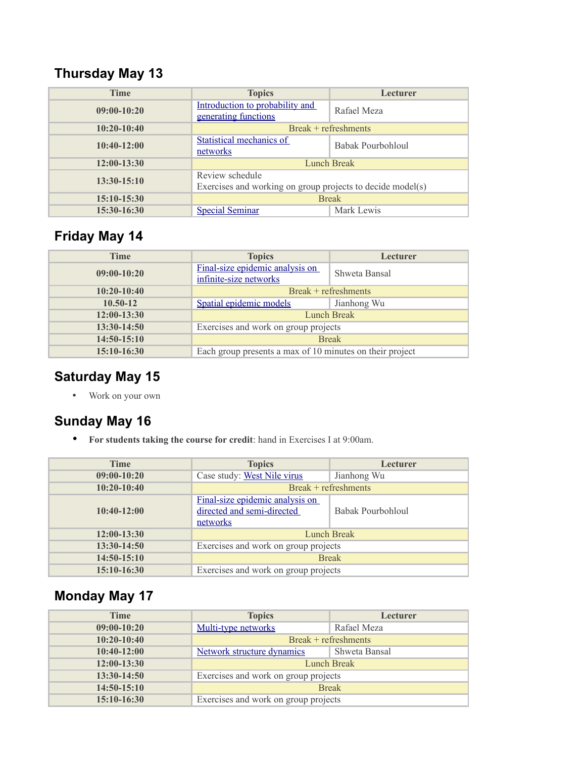## Thursday May 13

| Time | Topics | Lecturer |
|---|---|---|
| 09:00-10:20 | Introduction to probability and generating functions | Rafael Meza |
| 10:20-10:40 | Break + refreshments | |
| 10:40-12:00 | Statistical mechanics of networks | Babak Pourbohloul |
| 12:00-13:30 | Lunch Break | |
| 13:30-15:10 | Review schedule<br>Exercises and working on group projects to decide model(s) | |
| 15:10-15:30 | Break | |
| 15:30-16:30 | Special Seminar | Mark Lewis |

## Friday May 14

| Time | Topics | Lecturer |
|---|---|---|
| 09:00-10:20 | Final-size epidemic analysis on infinite-size networks | Shweta Bansal |
| 10:20-10:40 | Break + refreshments | |
| 10.50-12 | Spatial epidemic models | Jianhong Wu |
| 12:00-13:30 | Lunch Break | |
| 13:30-14:50 | Exercises and work on group projects | |
| 14:50-15:10 | Break | |
| 15:10-16:30 | Each group presents a max of 10 minutes on their project | |

## Saturday May 15

- Work on your own

## Sunday May 16

- **For students taking the course for credit**: hand in Exercises I at 9:00am.

| Time | Topics | Lecturer |
|---|---|---|
| 09:00-10:20 | Case study: West Nile virus | Jianhong Wu |
| 10:20-10:40 | Break + refreshments | |
| 10:40-12:00 | Final-size epidemic analysis on directed and semi-directed networks | Babak Pourbohloul |
| 12:00-13:30 | Lunch Break | |
| 13:30-14:50 | Exercises and work on group projects | |
| 14:50-15:10 | Break | |
| 15:10-16:30 | Exercises and work on group projects | |

## Monday May 17

| Time | Topics | Lecturer |
|---|---|---|
| 09:00-10:20 | Multi-type networks | Rafael Meza |
| 10:20-10:40 | Break + refreshments | |
| 10:40-12:00 | Network structure dynamics | Shweta Bansal |
| 12:00-13:30 | Lunch Break | |
| 13:30-14:50 | Exercises and work on group projects | |
| 14:50-15:10 | Break | |
| 15:10-16:30 | Exercises and work on group projects | |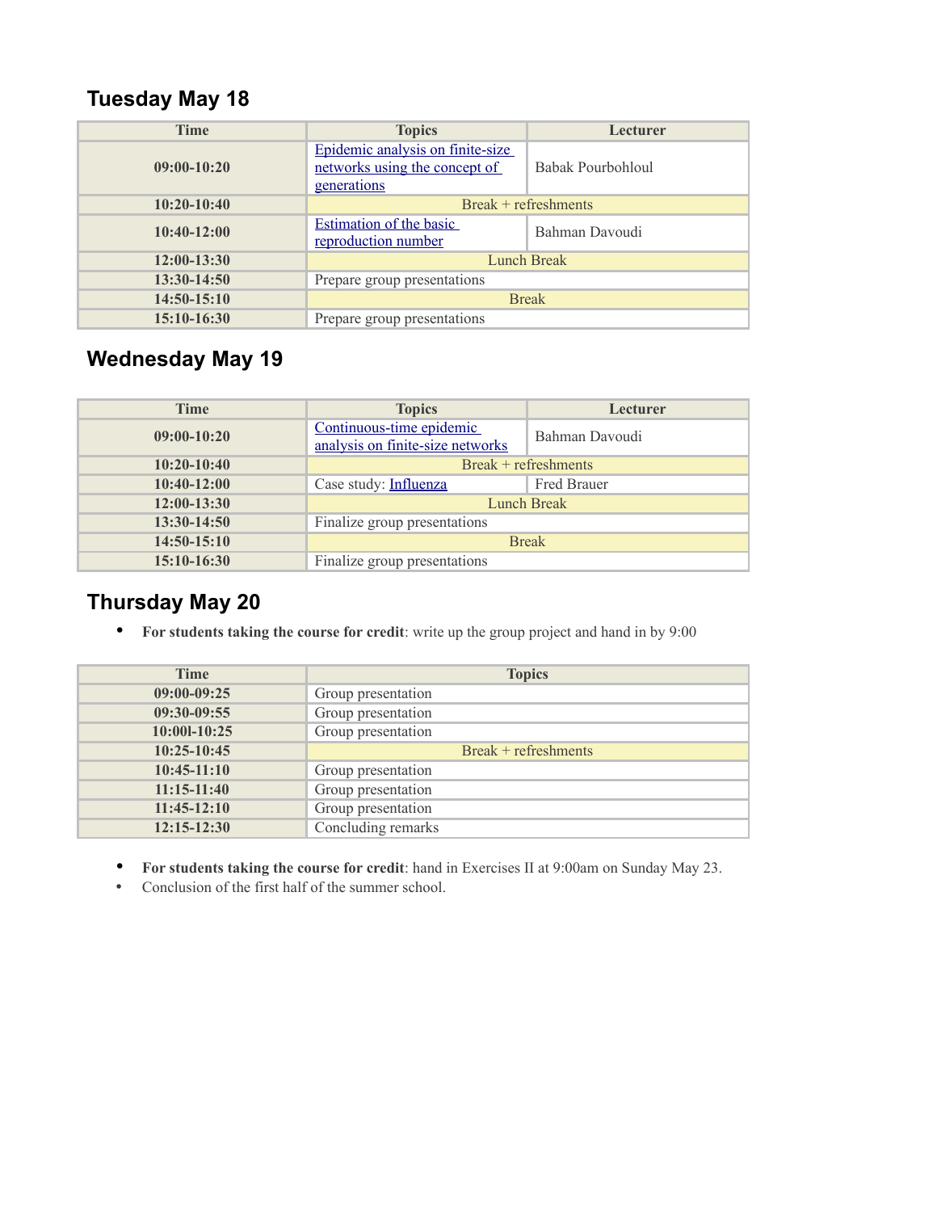## Tuesday May 18

| Time | Topics | Lecturer |
|---|---|---|
| 09:00-10:20 | Epidemic analysis on finite-size networks using the concept of generations | Babak Pourbohloul |
| 10:20-10:40 | Break + refreshments | |
| 10:40-12:00 | Estimation of the basic reproduction number | Bahman Davoudi |
| 12:00-13:30 | Lunch Break | |
| 13:30-14:50 | Prepare group presentations | |
| 14:50-15:10 | Break | |
| 15:10-16:30 | Prepare group presentations | |

## Wednesday May 19

| Time | Topics | Lecturer |
|---|---|---|
| 09:00-10:20 | Continuous-time epidemic analysis on finite-size networks | Bahman Davoudi |
| 10:20-10:40 | Break + refreshments | |
| 10:40-12:00 | Case study: Influenza | Fred Brauer |
| 12:00-13:30 | Lunch Break | |
| 13:30-14:50 | Finalize group presentations | |
| 14:50-15:10 | Break | |
| 15:10-16:30 | Finalize group presentations | |

## Thursday May 20

- **For students taking the course for credit**: write up the group project and hand in by 9:00

| Time | Topics |
|---|---|
| 09:00-09:25 | Group presentation |
| 09:30-09:55 | Group presentation |
| 10:00l-10:25 | Group presentation |
| 10:25-10:45 | Break + refreshments |
| 10:45-11:10 | Group presentation |
| 11:15-11:40 | Group presentation |
| 11:45-12:10 | Group presentation |
| 12:15-12:30 | Concluding remarks |

- **For students taking the course for credit**: hand in Exercises II at 9:00am on Sunday May 23.
- Conclusion of the first half of the summer school.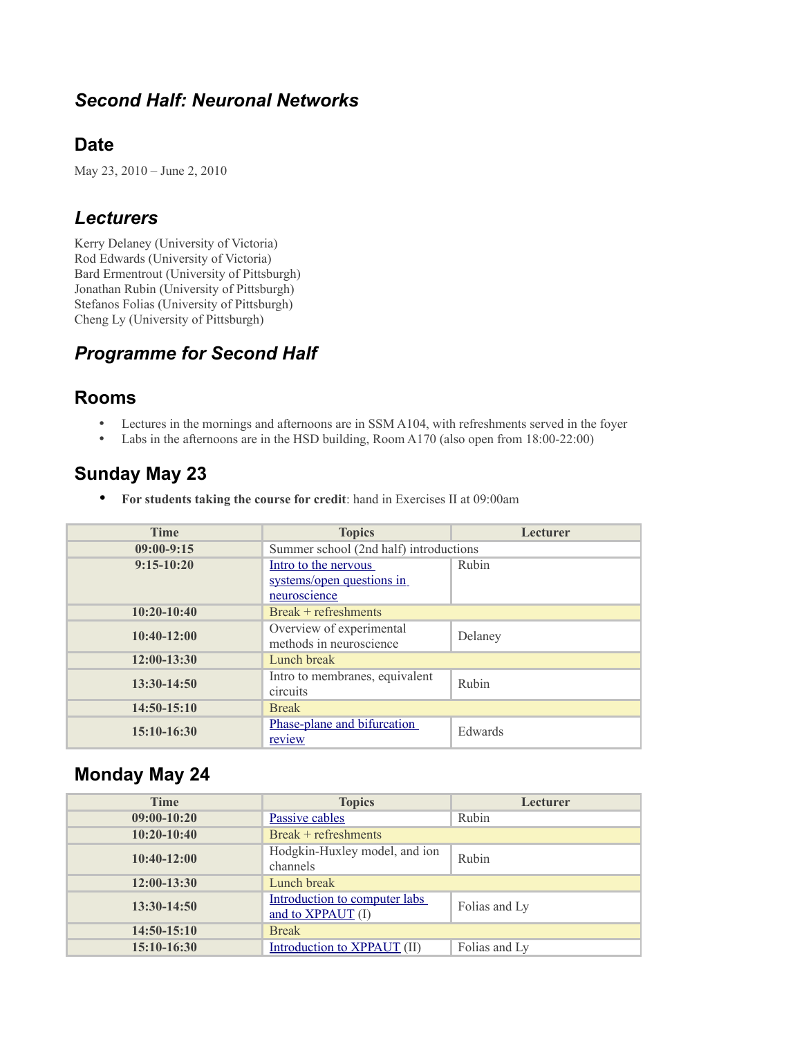## *Second Half: Neuronal Networks*

### Date

May 23, 2010 – June 2, 2010

## *Lecturers*

Kerry Delaney (University of Victoria)
Rod Edwards (University of Victoria)
Bard Ermentrout (University of Pittsburgh)
Jonathan Rubin (University of Pittsburgh)
Stefanos Folias (University of Pittsburgh)
Cheng Ly (University of Pittsburgh)

## *Programme for Second Half*

### Rooms

- Lectures in the mornings and afternoons are in SSM A104, with refreshments served in the foyer
- Labs in the afternoons are in the HSD building, Room A170 (also open from 18:00-22:00)

### Sunday May 23

- **For students taking the course for credit**: hand in Exercises II at 09:00am

| Time | Topics | Lecturer |
|---|---|---|
| 09:00-9:15 | Summer school (2nd half) introductions | |
| 9:15-10:20 | Intro to the nervous systems/open questions in neuroscience | Rubin |
| 10:20-10:40 | Break + refreshments | |
| 10:40-12:00 | Overview of experimental methods in neuroscience | Delaney |
| 12:00-13:30 | Lunch break | |
| 13:30-14:50 | Intro to membranes, equivalent circuits | Rubin |
| 14:50-15:10 | Break | |
| 15:10-16:30 | Phase-plane and bifurcation review | Edwards |

### Monday May 24

| Time | Topics | Lecturer |
|---|---|---|
| 09:00-10:20 | Passive cables | Rubin |
| 10:20-10:40 | Break + refreshments | |
| 10:40-12:00 | Hodgkin-Huxley model, and ion channels | Rubin |
| 12:00-13:30 | Lunch break | |
| 13:30-14:50 | Introduction to computer labs and to XPPAUT (I) | Folias and Ly |
| 14:50-15:10 | Break | |
| 15:10-16:30 | Introduction to XPPAUT (II) | Folias and Ly |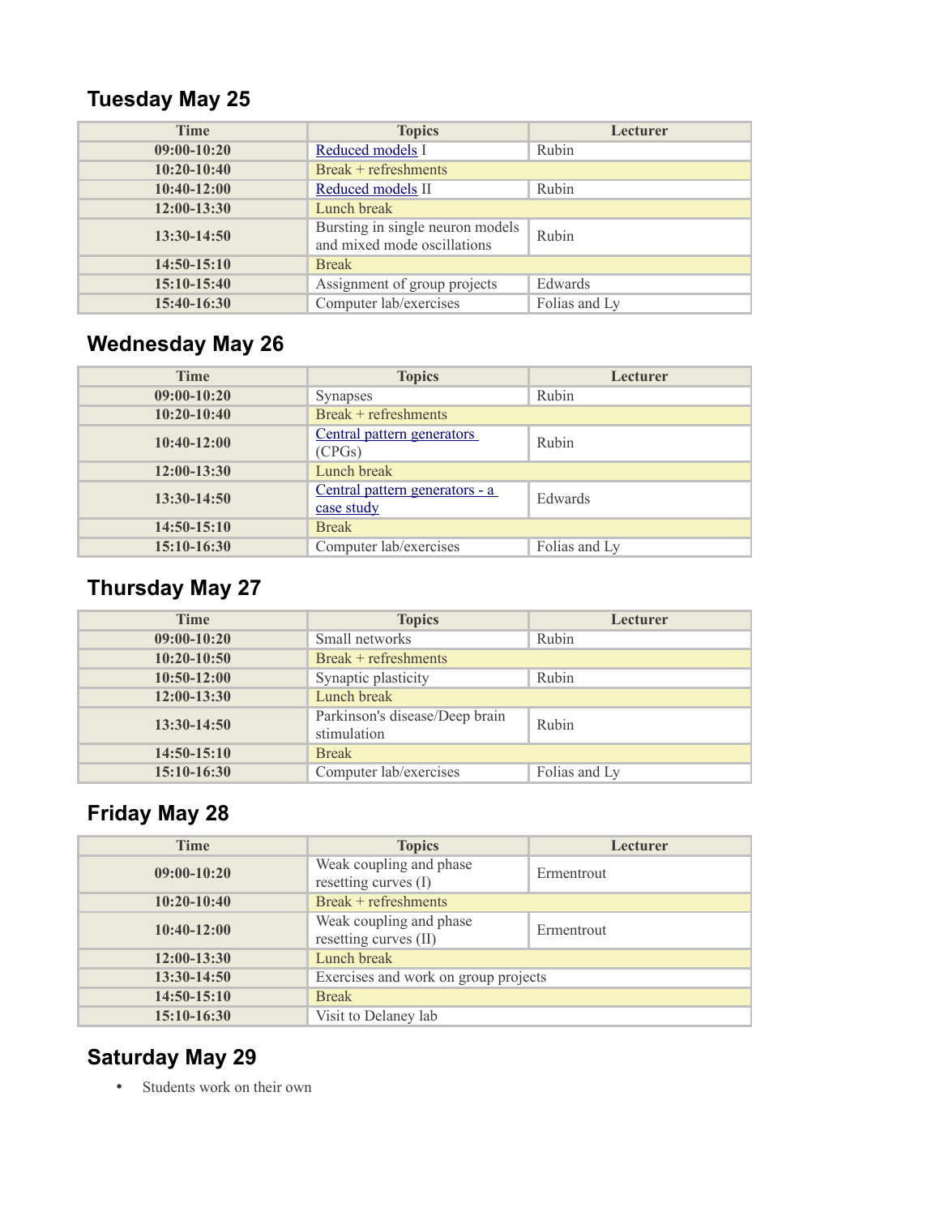## Tuesday May 25

| Time | Topics | Lecturer |
|---|---|---|
| 09:00-10:20 | Reduced models I | Rubin |
| 10:20-10:40 | Break + refreshments | |
| 10:40-12:00 | Reduced models II | Rubin |
| 12:00-13:30 | Lunch break | |
| 13:30-14:50 | Bursting in single neuron models and mixed mode oscillations | Rubin |
| 14:50-15:10 | Break | |
| 15:10-15:40 | Assignment of group projects | Edwards |
| 15:40-16:30 | Computer lab/exercises | Folias and Ly |

## Wednesday May 26

| Time | Topics | Lecturer |
|---|---|---|
| 09:00-10:20 | Synapses | Rubin |
| 10:20-10:40 | Break + refreshments | |
| 10:40-12:00 | Central pattern generators (CPGs) | Rubin |
| 12:00-13:30 | Lunch break | |
| 13:30-14:50 | Central pattern generators - a case study | Edwards |
| 14:50-15:10 | Break | |
| 15:10-16:30 | Computer lab/exercises | Folias and Ly |

## Thursday May 27

| Time | Topics | Lecturer |
|---|---|---|
| 09:00-10:20 | Small networks | Rubin |
| 10:20-10:50 | Break + refreshments | |
| 10:50-12:00 | Synaptic plasticity | Rubin |
| 12:00-13:30 | Lunch break | |
| 13:30-14:50 | Parkinson's disease/Deep brain stimulation | Rubin |
| 14:50-15:10 | Break | |
| 15:10-16:30 | Computer lab/exercises | Folias and Ly |

## Friday May 28

| Time | Topics | Lecturer |
|---|---|---|
| 09:00-10:20 | Weak coupling and phase resetting curves (I) | Ermentrout |
| 10:20-10:40 | Break + refreshments | |
| 10:40-12:00 | Weak coupling and phase resetting curves (II) | Ermentrout |
| 12:00-13:30 | Lunch break | |
| 13:30-14:50 | Exercises and work on group projects | |
| 14:50-15:10 | Break | |
| 15:10-16:30 | Visit to Delaney lab | |

## Saturday May 29

- Students work on their own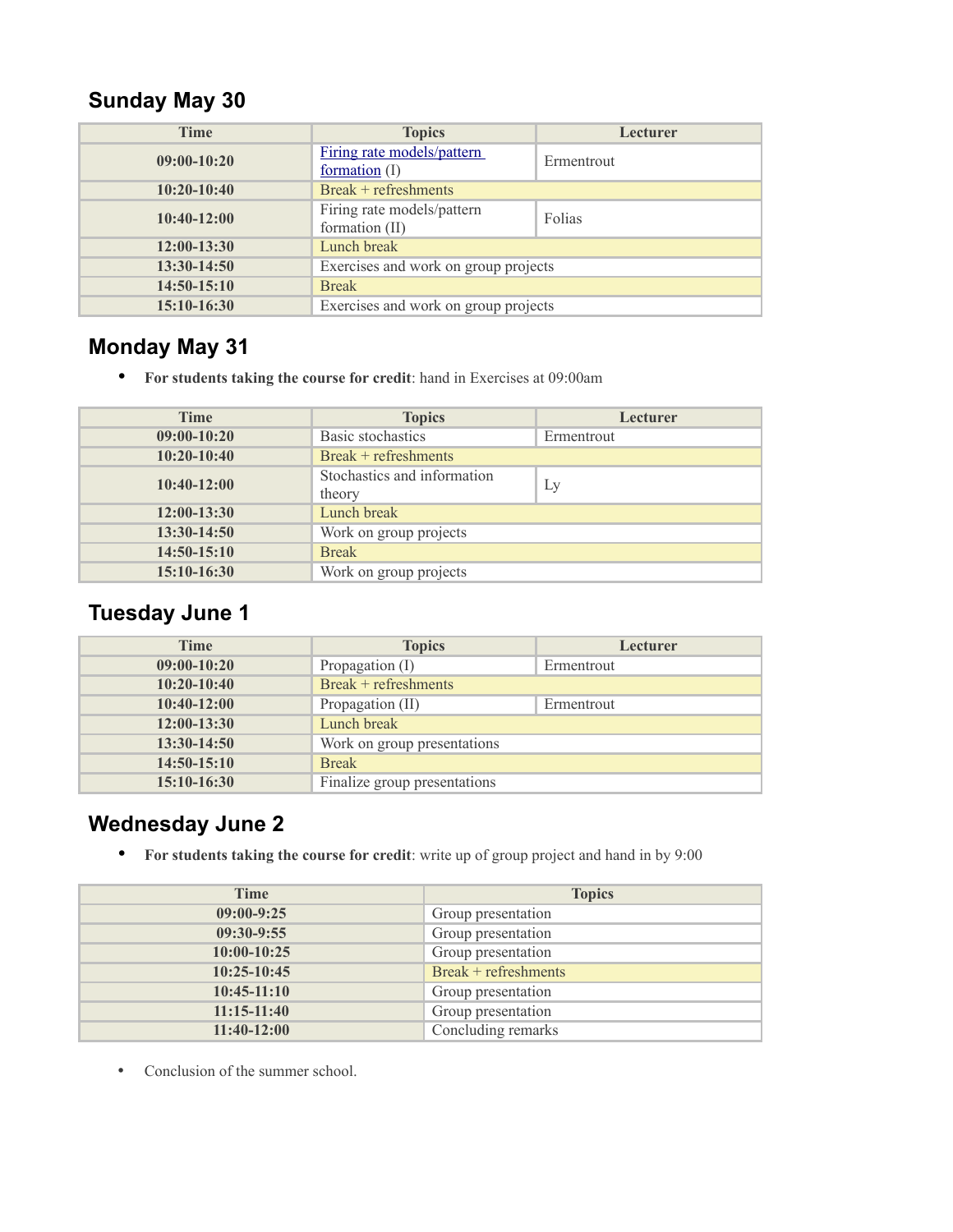## Sunday May 30

| Time | Topics | Lecturer |
|---|---|---|
| 09:00-10:20 | Firing rate models/pattern formation (I) | Ermentrout |
| 10:20-10:40 | Break + refreshments | |
| 10:40-12:00 | Firing rate models/pattern formation (II) | Folias |
| 12:00-13:30 | Lunch break | |
| 13:30-14:50 | Exercises and work on group projects | |
| 14:50-15:10 | Break | |
| 15:10-16:30 | Exercises and work on group projects | |

## Monday May 31

- **For students taking the course for credit**: hand in Exercises at 09:00am

| Time | Topics | Lecturer |
|---|---|---|
| 09:00-10:20 | Basic stochastics | Ermentrout |
| 10:20-10:40 | Break + refreshments | |
| 10:40-12:00 | Stochastics and information theory | Ly |
| 12:00-13:30 | Lunch break | |
| 13:30-14:50 | Work on group projects | |
| 14:50-15:10 | Break | |
| 15:10-16:30 | Work on group projects | |

## Tuesday June 1

| Time | Topics | Lecturer |
|---|---|---|
| 09:00-10:20 | Propagation (I) | Ermentrout |
| 10:20-10:40 | Break + refreshments | |
| 10:40-12:00 | Propagation (II) | Ermentrout |
| 12:00-13:30 | Lunch break | |
| 13:30-14:50 | Work on group presentations | |
| 14:50-15:10 | Break | |
| 15:10-16:30 | Finalize group presentations | |

## Wednesday June 2

- **For students taking the course for credit**: write up of group project and hand in by 9:00

| Time | Topics |
|---|---|
| 09:00-9:25 | Group presentation |
| 09:30-9:55 | Group presentation |
| 10:00-10:25 | Group presentation |
| 10:25-10:45 | Break + refreshments |
| 10:45-11:10 | Group presentation |
| 11:15-11:40 | Group presentation |
| 11:40-12:00 | Concluding remarks |

- Conclusion of the summer school.